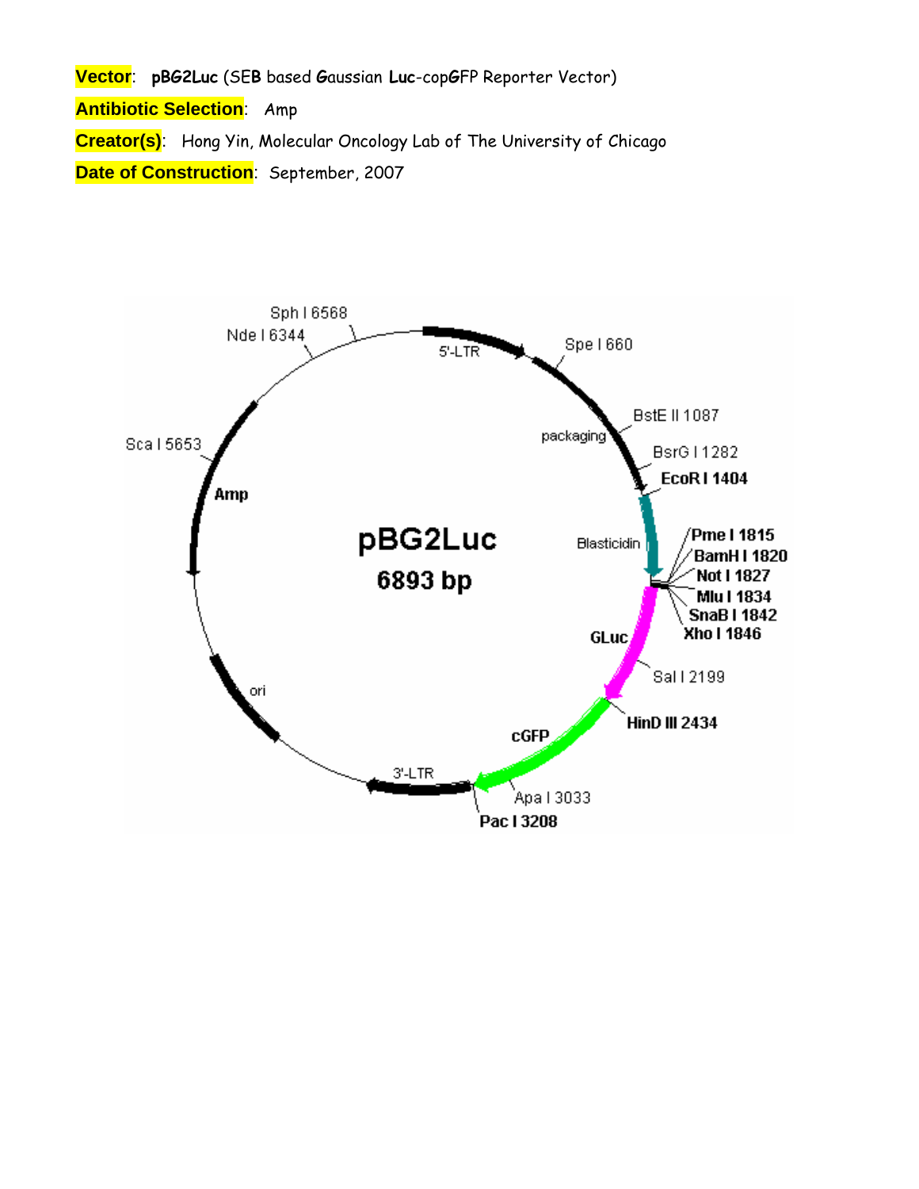**Vector**: **pBG2Luc** (SE**B** based **G**aussian **Luc**-cop**G**FP Reporter Vector)

**Antibiotic Selection**: Amp

**Creator(s)**: Hong Yin, Molecular Oncology Lab of The University of Chicago

**Date of Construction**: September, 2007

pBG2Luc

6893 bp

5'-LTR

Spe I 660

packaging

BstE II 1087

BsrG I 1282

**EcoR I 1404**

Blasticidin

**Pme I 1815**

**BamH I 1820**

**Not I 1827**

**Mlu I 1834**

**SnaB I 1842**

**Xho I 1846**

**GLuc**

Sal I 2199

**HinD III 2434**

**cGFP**

Apa I 3033

**Pac I 3208**

3'-LTR

ori

**Amp**

Sca I 5653

Nde I 6344

Sph I 6568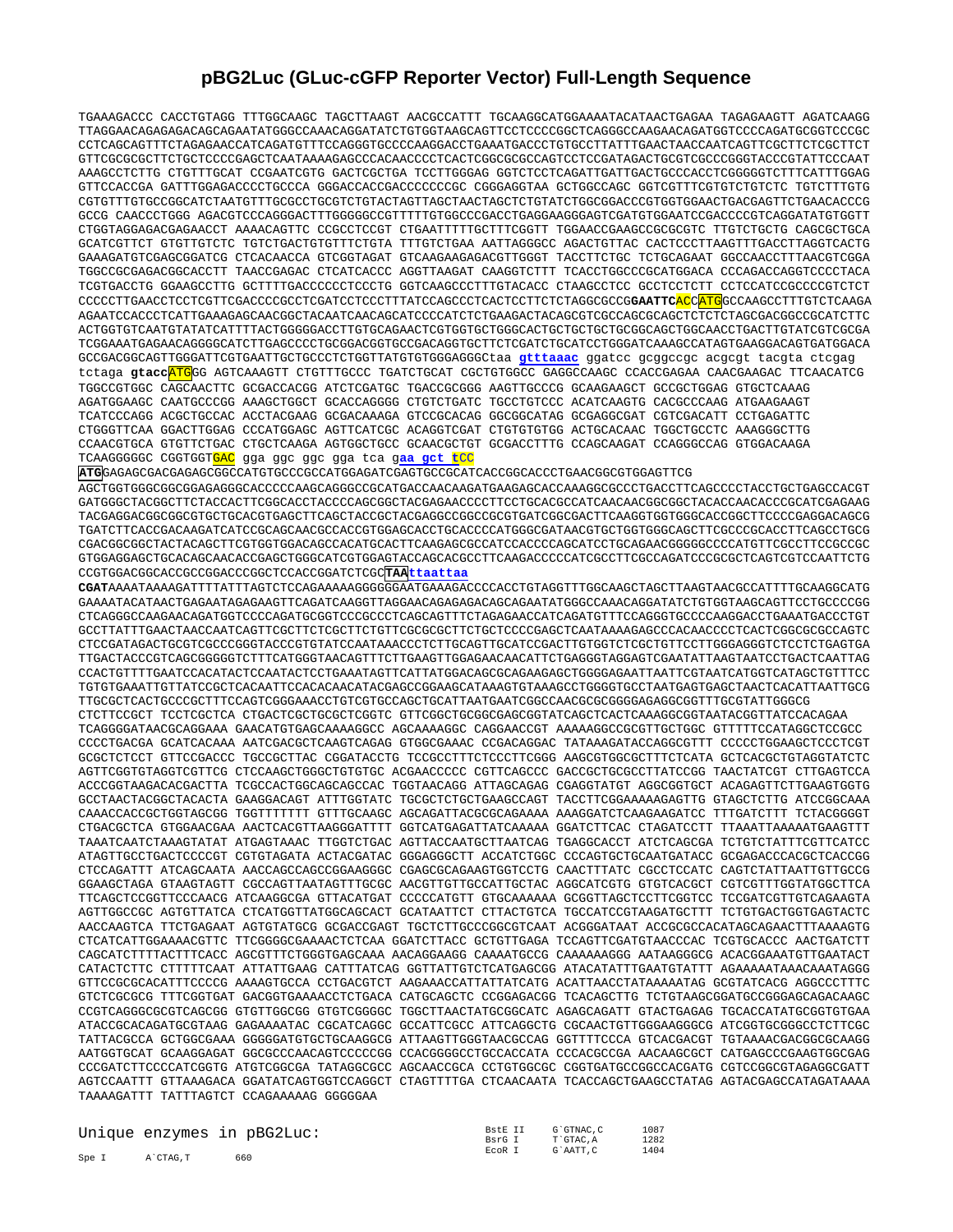# pBG2Luc (GLuc-cGFP Reporter Vector) Full-Length Sequence

```
TGAAAGACCC CACCTGTAGG TTTGGCAAGC TAGCTTAAGT AACGCCATTT TGCAAGGCATGGAAAATACATAACTGAGAA TAGAGAAGTT AGATCAAGG
TTAGGAACAGAGAGACAGCAGAATATGGGCCAAACAGGATATCTGTGGTAAGCAGTTCCTCCCCGGCTCAGGGCCAAGAACAGATGGTCCCCAGATGCGGTCCCGC
CCTCAGCAGTTTCTAGAGAACCATCAGATGTTTCCAGGGTGCCCCAAGGACCTGAAATGACCCTGTGCCTTATTTGAACTAACCAATCAGTTCGCTTCTCGCTTCT
GTTCGCGCGCTTCTGCTCCCCGAGCTCAATAAAAGAGCCCACAACCCCTCACTCGGCGCGCCAGTCCTCCGATAGACTGCGTCGCCCGGGTACCCGTATTCCCAAT
AAAGCCTCTTG CTGTTTGCAT CCGAATCGTG GACTCGCTGA TCCTTGGGAG GGTCTCCTCAGATTGATTGACTGCCCACCTCGGGGGTCTTTCATTTGGAG
GTTCCACCGA GATTTGGAGACCCCTGCCCA GGGACCACCGACCCCCCCGC CGGGAGGTAA GCTGGCCAGC GGTCGTTTCGTGTCTGTCTC TGTCTTTGTG
CGTGTTTGTGCCGGCATCTAATGTTTGCGCCTGCGTCTGTACTAGTTAGCTAACTAGCTCTGTATCTGGCGGACCCGTGGTGGAACTGACGAGTTCTGAACACCCG
GCCG CAACCCTGGG AGACGTCCCAGGGACTTTGGGGGCCGTTTTTGTGGCCCGACCTGAGGAAGGGAGTCGATGTGGAATCCGACCCCGTCAGGATATGTGGTT
CTGGTAGGAGACGAGAACCT AAAACAGTTC CCGCCTCCGT CTGAATTTTTGCTTTCGGTT TGGAACCGAAGCCGCGCGTC TTGTCTGCTG CAGCGCTGCA
GCATCGTTCT GTGTTGTCTC TGTCTGACTGTGTTTCTGTA TTTGTCTGAA AATTAGGGCC AGACTGTTAC CACTCCCTTAAGTTTGACCTTAGGTCACTG
GAAAGATGTCGAGCGGATCG CTCACAACCA GTCGGTAGAT GTCAAGAAGAGACGTTGGGT TACCTTCTGC TCTGCAGAAT GGCCAACCTTTAACGTCGGA
TGGCCGCGAGACGGCACCTT TAACCGAGAC CTCATCACCC AGGTTAAGAT CAAGGTCTTT TCACCTGGCCCGCATGGACA CCCAGACCAGGTCCCCTACA
TCGTGACCTG GGAAGCCTTG GCTTTTGACCCCCCTCCCTG GGTCAAGCCCTTTGTACACC CTAAGCCTCC GCCTCCTCTT CCTCCATCCGCCCCGTCTCT
CCCCCTTGAACCTCCTCGTTCGACCCCGCCTCGATCCTCCCTTTATCCAGCCCTCACTCCTTCTCTAGGCGCCGGAATTCACCATGGCCAAGCCTTTGTCTCAAGA
AGAATCCACCCTCATTGAAAGAGCAACGGCTACAATCAACAGCATCCCCATCTCTGAAGACTACAGCGTCGCCAGCGCAGCTCTCTCTAGCGACGGCCGCATCTTC
ACTGGTGTCAATGTATATCATTTTACTGGGGGACCTTGTGCAGAACTCGTGGTGCTGGGCACTGCTGCTGCGGCAGCTGGCAACCTGACTTGTATCGTCGCGA
TCGGAAATGAGAACAGGGGCATCTTGAGCCCCTGCGGACGGTGCCGACAGGTGCTTCTCGATCTGCATCCTGGGATCAAAGCCATAGTGAAGGACAGTGATGGACA
GCCGACGGCAGTTGGGATTCGTGAATTGCTGCCCTCTGGTTATGTGTGGGAGGGCtaa gtttaaac ggatcc gcggccgc acgcgt tacgta ctcgag
tctaga gtaccATGGG AGTCAAAGTT CTGTTTGCCC TGATCTGCAT CGCTGTGGCC GAGGCCAAGC CCACCGAGAA CAACGAAGAC TTCAACATCG
TGGCCGTGGC CAGCAACTTC GCGACCACGG ATCTCGATGC TGACCGCGGG AAGTTGCCCG GCAAGAAGCT GCCGCTGGAG GTGCTCAAAG
AGATGGAAGC CAATGCCCGG AAAGCTGGCT GCACCAGGGG CTGTCTGATC TGCCTGTCCC ACATCAAGTG CACGCCCAAG ATGAAGAAGT
TCATCCCAGG ACGCTGCCAC ACCTACGAAG GCGACAAAGA GTCCGCACAG GGCGGCATAG GCGAGGCGAT CGTCGACATT CCTGAGATTC
CTGGGTTCAA GGACTTGGAG CCCATGGAGC AGTTCATCGC ACAGGTCGAT CTGTGTGTGG ACTGCACAAC TGGCTGCCTC AAAGGGCTTG
CCAACGTGCA GTGTTCTGAC CTGCTCAAGA AGTGGCTGCC GCAACGCTGT GCGACCTTTG CCAGCAAGAT CCAGGGCCAG GTGGACAAGA
TCAAGGGGGC CGGTGGTGAC gga ggc ggc gga tca gaa gct tCC
ATGGAGAGCGACGAGAGCGGCCATGTGCCCGCCATGGAGATCGAGTGCCGCATCACCGGCACCCTGAACGGCGTGGAGTTCG
AGCTGGTGGGCGGCGGAGAGGGCACCCCCAAGCAGGGCCGCATGACCAACAAGATGAAGAGCACCAAAGGCGCCCTGACCTTCAGCCCCTACCTGCTGAGCCACGT
GATGGGCTACGGCTTCTACCACTTCGGCACCTACCCCAGCGGCTACGAGAACCCCTTCCTGCACGCCATCAACAACGGCGGCTACACCAACACCCGCATCGAGAAG
TACGAGGACGGCGGCGTGCTGCACGTGAGCTTCAGCTACCGCTACGAGGCCGGCCGCGTGATCGGCGACTTCAAGGTGGTGGGCACCGGCTTCCCCGAGGACAGCG
TGATCTTCACCGACAAGATCATCCGCAGCAACGCCACCGTGGAGCACCTGCACCCCATGGGCGATAACGTGCTGGTGGGCAGCTTCGCCCGCACCTTCAGCCTGCG
CGACGGCGGCTACTACAGCTTCGTGGTGGACAGCCACATGCACTTCAAGAGCGCCATCCACCCCAGCATCCTGCAGAACGGGGGCCCCATGTTCGCCTTCCGCCGC
GTGGAGGAGCTGCACAGCAACACCGAGCTGGGCATCGTGGAGTACCAGCACGCCTTCAAGACCCCCATCGCCTTCGCCAGATCCCGCGCTCAGTCGTCCAATTCTG
CCGTGGACGGCACCGCCGGACCCGGCTCCACCGGATCTCGCTAAttaattaa
CGATAAAATAAAAGATTTTATTTAGTCTCCAGAAAAAGGGGGGAATGAAAGACCCCACCTGTAGGTTTGGCAAGCTAGCTTAAGTAACGCCATTTTGCAAGGCATG
GAAAATACATAACTGAGAATAGAGAAGTTCAGATCAAGGTTAGGAACAGAGAGACAGCAGAATATGGGCCAAACAGGATATCTGTGGTAAGCAGTTCCTGCCCCGG
CTCAGGGCCAAGAACAGATGGTCCCCAGATGCGGTCCCGCCCTCAGCAGTTTCTAGAGAACCATCAGATGTTTCCAGGGTGCCCCAAGGACCTGAAATGACCCTGT
GCCTTATTTGAACTAACCAATCAGTTCGCTTCTCGCTTCTGTTCGCGCGCTTCTGCTCCCCGAGCTCAATAAAAGAGCCCACAACCCCTCACTCGGCGCGCCAGTC
CTCCGATAGACTGCGTCGCCCGGGTACCCGTGTATCCAATAAACCCTCTTGCAGTTGCATCCGACTTGTGGTCTCGCTGTTCCTTGGGAGGGTCTCCTCTGAGTGA
TTGACTACCCGTCAGCGGGGGTCTTTCATGGGTAACAGTTTCTTGAAGTTGGAGAACAACATTCTGAGGGTAGGAGTCGAATATTAAGTAATCCTGACTCAATTAG
CCACTGTTTTGAATCCACATACTCCAATACTCCTGAAATAGTTCATTATGGACAGCGCAGAAGAGCTGGGGAGAATTAATTCGTAATCATGGTCATAGCTGTTTCC
TGTGTGAAATTGTTATCCGCTCACAATTCCACACAACATACGAGCCGGAAGCATAAAGTGTAAAGCCTGGGGTGCCTAATGAGTGAGCTAACTCACATTAATTGCG
TTGCGCTCACTGCCCGCTTTCCAGTCGGGAAACCTGTCGTGCCAGCTGCATTAATGAATCGGCCAACGCGCGGGGAGAGGCGGTTTGCGTATTGGGCG
CTCTTCCGCT TCCTCGCTCA CTGACTCGCTGCGCTCGGTC GTTCGGCTGCGGCGAGCGGTATCAGCTCACTCAAAGGCGGTAATACGGTTATCCACAGAA
TCAGGGGATAACGCAGGAAA GAACATGTGAGCAAAAGGCC AGCAAAAGGC CAGGAACCGT AAAAAGGCCGCGTTGCTGGC GTTTTTCCATAGGCTCCGCC
CCCCTGACGA GCATCACAAA AATCGACGCTCAAGTCAGAG GTGGCGAAAC CCGACAGGAC TATAAAGATACCAGGCGTTT CCCCCTGGAAGCTCCCTCGT
GCGCTCTCCT GTTCCGACCC TGCCGCTTAC CGGATACCTG TCCGCCTTTCTCCCTTCGGG AAGCGTGGCGCTTTCTCATA GCTCACGCTGTAGGTATCTC
AGTTCGGTGTAGGTCGTTCG CTCCAAGCTGGGCTGTGTGC ACGAACCCCC CGTTCAGCCC GACCGCTGCGCCTTATCCGG TAACTATCGT CTTGAGTCCA
ACCCGGTAAGACACGACTTA TCGCCACTGGCAGCAGCCAC TGGTAACAGG ATTAGCAGAG CGAGGTATGT AGGCGGTGCT ACAGAGTTCTTGAAGTGGTG
GCCTAACTACGGCTACACTA GAAGGACAGT ATTTGGTATC TGCGCTCTGCTGAAGCCAGT TACCTTCGGAAAAAGAGTTG GTAGCTCTTG ATCCGGCAAA
CAAACCACCGCTGGTAGCGG TGGTTTTTTT GTTTGCAAGC AGCAGATTACGCGCAGAAAA AAAGGATCTCAAGAAGATCC TTTGATCTTT TCTACGGGGT
CTGACGCTCA GTGGAACGAA AACTCACGTTAAGGGATTTT GGTCATGAGATTATCAAAAA GGATCTTCAC CTAGATCCTT TTAAATTAAAAATGAAGTTT
TAAATCAATCTAAAGTATAT ATGAGTAAAC TTGGTCTGAC AGTTACCAATGCTTAATCAG TGAGGCACCT ATCTCAGCGA TCTGTCTATTTCGTTCATCC
ATAGTTGCCTGACTCCCCGT CGTGTAGATA ACTACGATAC GGGAGGGCTT ACCATCTGGC CCCAGTGCTGCAATGATACC GCGAGACCCACGCTCACCGG
CTCCAGATTT ATCAGCAATA AACCAGCCAGCCGGAAGGGC CGAGCGCAGAAGTGGTCCTG CAACTTTATC CGCCTCCATC CAGTCTATTAATTGTTGCCG
GGAAGCTAGA GTAAGTAGTT CGCCAGTTAATAGTTTGCGC AACGTTGTTGCCATTGCTAC AGGCATCGTG GTGTCACGCT CGTCGTTTGGTATGGCTTCA
TTCAGCTCCGGTTCCCAACG ATCAAGGCGA GTTACATGAT CCCCCATGTT GTGCAAAAAA GCGGTTAGCTCCTTCGGTCC TCCGATCGTTGTCAGAAGTA
AGTTGGCCGC AGTGTTATCA CTCATGGTTATGGCAGCACT GCATAATTCT CTTACTGTCA TGCCATCCGTAAGATGCTTT TCTGTGACTGGTGAGTACTC
AACCAAGTCA TTCTGAGAAT AGTGTATGCG GCGACCGAGT TGCTCTTGCCCGGCGTCAAT ACGGGATAAT ACCGCGCCACATAGCAGAACTTTAAAAGTG
CTCATCATTGGAAAACGTTC TTCGGGGCGAAAACTCTCAA GGATCTTACC GCTGTTGAGA TCCAGTTCGATGTAACCCAC TCGTGCACCC AACTGATCTT
CAGCATCTTTTACTTTCACC AGCGTTTCTGGGTGAGCAAA AACAGGAAGG CAAAATGCCG CAAAAAAGGG AATAAGGGCG ACACGGAAATGTTGAATACT
CATACTCTTC CTTTTTCAAT ATTATTGAAG CATTTATCAG GGTTATTGTCTCATGAGCGG ATACATATTTGAATGTATTT AGAAAAATAAACAAATAGGG
GTTCCGCGCACATTTCCCCG AAAAGTGCCA CCTGACGTCT AAGAAACCATTATTATCATG ACATTAACCTATAAAAATAG GCGTATCACG AGGCCCTTTC
GTCTCGCGCG TTTCGGTGAT GACGGTGAAAACCTCTGACA CATGCAGCTC CCGGAGACGG TCACAGCTTG TCTGTAAGCGGATGCCGGGAGCAGACAAGC
CCGTCAGGGCGCGTCAGCGG GTGTTGGCGG GTGTCGGGGC TGGCTTAACTATGCGGCATC AGAGCAGATT GTACTGAGAG TGCACCATATGCGGTGTGAA
ATACCGCACAGATGCGTAAG GAGAAAATAC CGCATCAGGC GCCATTCGCC ATTCAGGCTG CGCAACTGTTGGGAAGGGCG ATCGGTGCGGGCCTCTTCGC
TATTACGCCA GCTGGCGAAA GGGGGATGTGCTGCAAGGCG ATTAAGTTGGGTAACGCCAG GGTTTTCCCA GTCACGACGT TGTAAAACGACGGCGCAAGG
AATGGTGCAT GCAAGGAGAT GGCGCCCAACAGTCCCCCGG CCACGGGGCCTGCCACCATA CCCACGCCGA AACAAGCGCT CATGAGCCCGAAGTGGCGAG
CCCGATCTTCCCCATCGGTG ATGTCGGCGA TATAGGCGCC AGCAACCGCA CCTGTGGCGC CGGTGATGCCGGCCACGATG CGTCCGGCGTAGAGGCGATT
AGTCCAATTT GTTAAAGACA GGATATCAGTGGTCCAGGCT CTAGTTTTGA CTCAACAATA TCACCAGCTGAAGCCTATAG AGTACGAGCCATAGATAAAA
TAAAAGATTT TATTTAGTCT CCAGAAAAAG GGGGGAA
```

Unique enzymes in pBG2Luc:

| Enzyme | Site | Position |
|---|---|---|
| Spe I | A`CTAG,T | 660 |
| BstE II | G`GTNAC,C | 1087 |
| BsrG I | T`GTAC,A | 1282 |
| EcoR I | G`AATT,C | 1404 |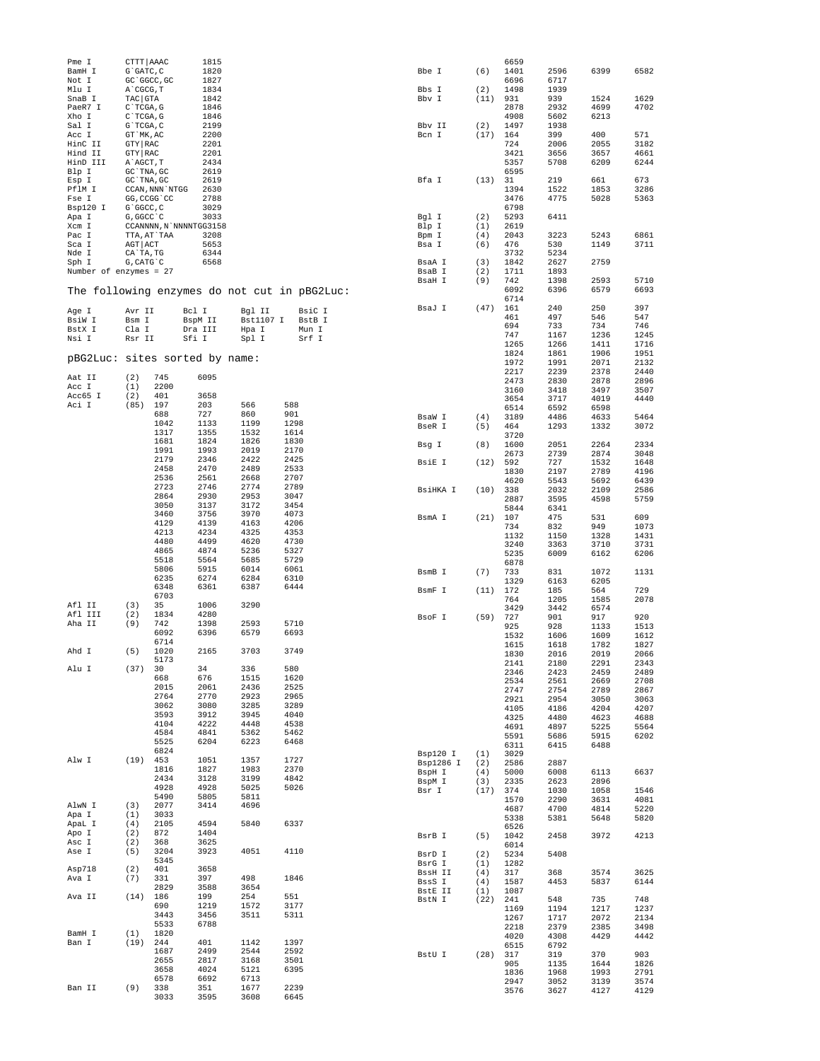```
Pme I      CTTT|AAAC        1815
BamH I     G`GATC,C         1820
Not I      GC`GGCC,GC       1827
Mlu I      A`CGCG,T         1834
SnaB I     TAC|GTA          1842
PaeR7 I    C`TCGA,G         1846
Xho I      C`TCGA,G         1846
Sal I      G`TCGA,C         2199
Acc I      GT`MK,AC         2200
HinC II    GTY|RAC          2201
Hind II    GTY|RAC          2201
HinD III   A`AGCT,T         2434
Blp I      GC`TNA,GC        2619
Esp I      GC`TNA,GC        2619
PflM I     CCAN,NNN`NTGG    2630
Fse I      GG,CCGG`CC       2788
Bsp120 I   G`GGCC,C         3029
Apa I      G,GGCC`C         3033
Xcm I      CCANNNN,N`NNNNTGG3158
Pac I      TTA,AT`TAA       3208
Sca I      AGT|ACT          5653
Nde I      CA`TA,TG         6344
Sph I      G,CATG`C         6568
Number of enzymes = 27
```

The following enzymes do not cut in pBG2Luc:

```
Age I      Avr II     Bcl I      Bgl II     BsiC I
BsiW I     Bsm I      BspM II    Bst1107 I  BstB I
BstX I     Cla I      Dra III    Hpa I      Mun I
Nsi I      Rsr II     Sfi I      Spl I      Srf I
```

pBG2Luc: sites sorted by name:

```
Aat II     (2)   745    6095
Acc I      (1)   2200
Acc65 I    (2)   401    3658
Aci I      (85)  197    203    566    588
                 688    727    860    901
                 1042   1133   1199   1298
                 1317   1355   1532   1614
                 1681   1824   1826   1830
                 1991   1993   2019   2170
                 2179   2346   2422   2425
                 2458   2470   2489   2533
                 2536   2561   2668   2707
                 2723   2746   2774   2789
                 2864   2930   2953   3047
                 3050   3137   3172   3454
                 3460   3756   3970   4073
                 4129   4139   4163   4206
                 4213   4234   4325   4353
                 4480   4499   4620   4730
                 4865   4874   5236   5327
                 5518   5564   5685   5729
                 5806   5915   6014   6061
                 6235   6274   6284   6310
                 6348   6361   6387   6444
                 6703
Afl II     (3)   35     1006   3290
Afl III    (2)   1834   4280
Aha II     (9)   742    1398   2593   5710
                 6092   6396   6579   6693
                 6714
Ahd I      (5)   1020   2165   3703   3749
                 5173
Alu I      (37)  30     34     336    580
                 668    676    1515   1620
                 2015   2061   2436   2525
                 2764   2770   2923   2965
                 3062   3080   3285   3289
                 3593   3912   3945   4040
                 4104   4222   4448   4538
                 4584   4841   5362   5462
                 5525   6204   6223   6468
                 6824
Alw I      (19)  453    1051   1357   1727
                 1816   1827   1983   2370
                 2434   3128   3199   4842
                 4928   4928   5025   5026
                 5490   5805   5811
AlwN I     (3)   2077   3414   4696
Apa I      (1)   3033
ApaL I     (4)   2105   4594   5840   6337
Apo I      (2)   872    1404
Asc I      (2)   368    3625
Ase I      (5)   3204   3923   4051   4110
                 5345
Asp718     (2)   401    3658
Ava I      (7)   331    397    498    1846
                 2829   3588   3654
Ava II     (14)  186    199    254    551
                 690    1219   1572   3177
                 3443   3456   3511   5311
                 5533   6788
BamH I     (1)   1820
Ban I      (19)  244    401    1142   1397
                 1687   2499   2544   2592
                 2655   2817   3168   3501
                 3658   4024   5121   6395
                 6578   6692   6713
Ban II     (9)   338    351    1677   2239
                 3033   3595   3608   6645
                 6659
Bbe I      (6)   1401   2596   6399   6582
                 6696   6717
Bbs I      (2)   1498   1939
Bbv I      (11)  931    939    1524   1629
                 2878   2932   4699   4702
                 4908   5602   6213
Bbv II     (2)   1497   1938
Bcn I      (17)  164    399    400    571
                 724    2006   2055   3182
                 3421   3656   3657   4661
                 5357   5708   6209   6244
                 6595
Bfa I      (13)  31     219    661    673
                 1394   1522   1853   3286
                 3476   4775   5028   5363
                 6798
Bgl I      (2)   5293   6411
Blp I      (1)   2619
Bpm I      (4)   2043   3223   5243   6861
Bsa I      (6)   476    530    1149   3711
                 3732   5234
BsaA I     (3)   1842   2627   2759
BsaB I     (2)   1711   1893
BsaH I     (9)   742    1398   2593   5710
                 6092   6396   6579   6693
                 6714
BsaJ I     (47)  161    240    250    397
                 461    497    546    547
                 694    733    734    746
                 747    1167   1236   1245
                 1265   1266   1411   1716
                 1824   1861   1906   1951
                 1972   1991   2071   2132
                 2217   2239   2378   2440
                 2473   2830   2878   2896
                 3160   3418   3497   3507
                 3654   3717   4019   4440
                 6514   6592   6598
BsaW I     (4)   3189   4486   4633   5464
BseR I     (5)   464    1293   1332   3072
                 3720
Bsg I      (8)   1600   2051   2264   2334
                 2673   2739   2874   3048
BsiE I     (12)  592    727    1532   1648
                 1830   2197   2789   4196
                 4620   5543   5692   6439
BsiHKA I   (10)  338    2032   2109   2586
                 2887   3595   4598   5759
                 5844   6341
BsmA I     (21)  107    475    531    609
                 734    832    949    1073
                 1132   1150   1328   1431
                 3240   3363   3710   3731
                 5235   6009   6162   6206
                 6878
BsmB I     (7)   733    831    1072   1131
                 1329   6163   6205
BsmF I     (11)  172    185    564    729
                 764    1205   1585   2078
                 3429   3442   6574
BsoF I     (59)  727    901    917    920
                 925    928    1133   1513
                 1532   1606   1609   1612
                 1615   1618   1782   1827
                 1830   2016   2019   2066
                 2141   2180   2291   2343
                 2346   2423   2459   2489
                 2534   2561   2669   2708
                 2747   2754   2789   2867
                 2921   2954   3050   3063
                 4105   4186   4204   4207
                 4325   4480   4623   4688
                 4691   4897   5225   5564
                 5591   5686   5915   6202
                 6311   6415   6488
Bsp120 I   (1)   3029
Bsp1286 I  (2)   2586   2887
BspH I     (4)   5000   6008   6113   6637
BspM I     (3)   2335   2623   2896
Bsr I      (17)  374    1030   1058   1546
                 1570   2290   3631   4081
                 4687   4700   4814   5220
                 5338   5381   5648   5820
                 6526
BsrB I     (5)   1042   2458   3972   4213
                 6014
BsrD I     (2)   5234   5408
BsrG I     (1)   1282
BssH II    (4)   317    368    3574   3625
BssS I     (4)   1587   4453   5837   6144
BstE II    (1)   1087
BstN I     (22)  241    548    735    748
                 1169   1194   1217   1237
                 1267   1717   2072   2134
                 2218   2379   2385   3498
                 4020   4308   4429   4442
                 6515   6792
BstU I     (28)  317    319    370    903
                 905    1135   1644   1826
                 1836   1968   1993   2791
                 2947   3052   3139   3574
                 3576   3627   4127   4129
```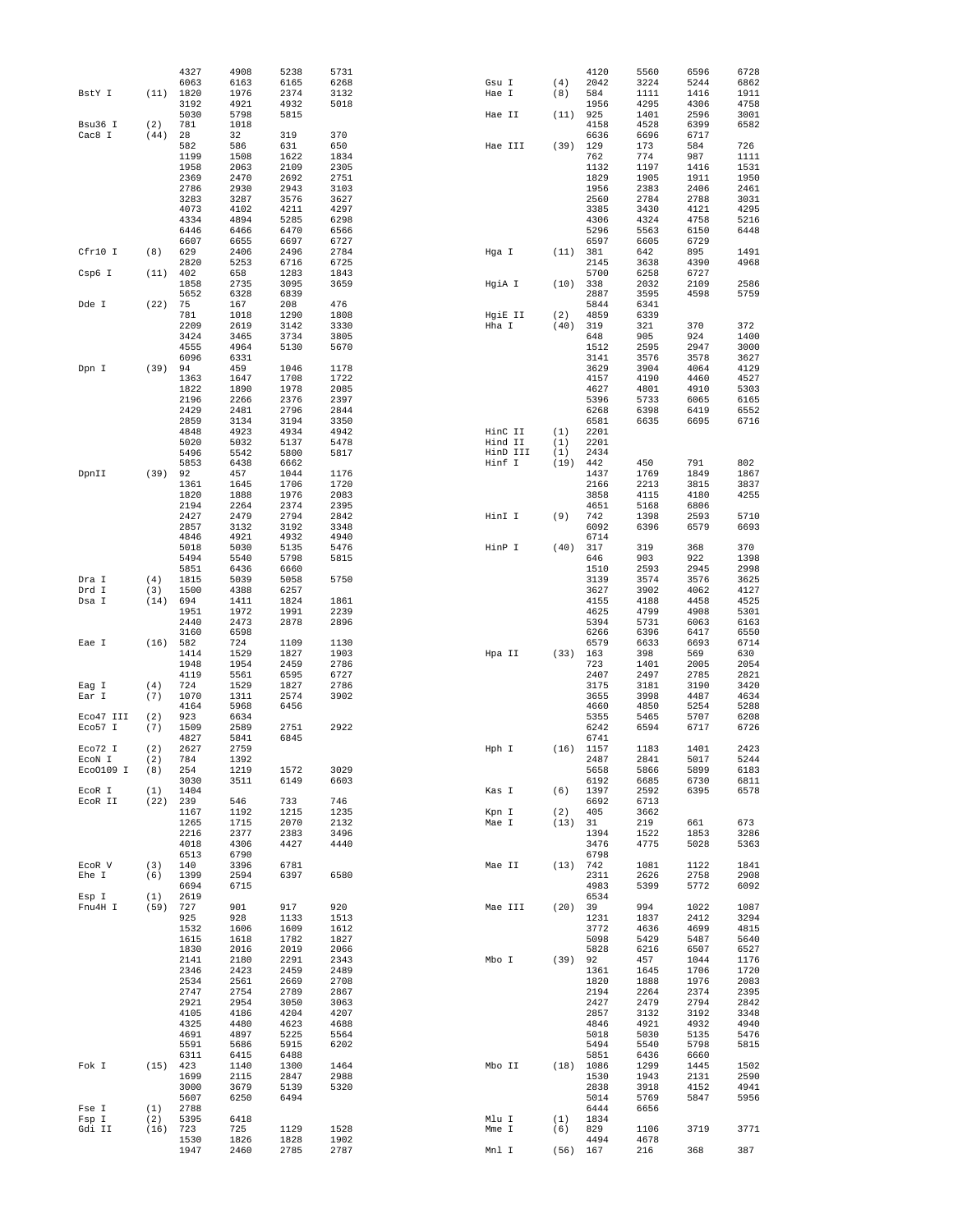```
                    4327      4908      5238      5731                                            4120      5560      6596      6728
                    6063      6163      6165      6268               Gsu I          (4)   2042      3224      5244      6862
BstY I         (11) 1820      1976      2374      3132               Hae I          (8)   584       1111      1416      1911
                    3192      4921      4932      5018                                      1956      4295      4306      4758
                    5030      5798      5815                         Hae II         (11)  925       1401      2596      3001
Bsu36 I        (2)  781       1018                                                        4158      4528      6399      6582
Cac8 I         (44) 28        32        319       370                                     6636      6696      6717
                    582       586       631       650                Hae III        (39)  129       173       584       726
                    1199      1508      1622      1834                                    762       774       987       1111
                    1958      2063      2109      2305                                    1132      1197      1416      1531
                    2369      2470      2692      2751                                    1829      1905      1911      1950
                    2786      2930      2943      3103                                    1956      2383      2406      2461
                    3283      3287      3576      3627                                    2560      2784      2788      3031
                    4073      4102      4211      4297                                    3385      3430      4121      4295
                    4334      4894      5285      6298                                    4306      4324      4758      5216
                    6446      6466      6470      6566                                    5296      5563      6150      6448
                    6607      6655      6697      6727                                    6597      6605      6729
Cfr10 I        (8)  629       2406      2496      2784               Hga I          (11)  381       642       895       1491
                    2820      5253      6716      6725                                    2145      3638      4390      4968
Csp6 I         (11) 402       658       1283      1843                                    5700      6258      6727
                    1858      2735      3095      3659               HgiA I         (10)  338       2032      2109      2586
                    5652      6328      6839                                              2887      3595      4598      5759
Dde I          (22) 75        167       208       476                                     5844      6341
                    781       1018      1290      1808               HgiE II        (2)   4859      6339
                    2209      2619      3142      3330               Hha I          (40)  319       321       370       372
                    3424      3465      3734      3805                                    648       905       924       1400
                    4555      4964      5130      5670                                    1512      2595      2947      3000
                    6096      6331                                                        3141      3576      3578      3627
Dpn I          (39) 94        459       1046      1178                                    3629      3904      4064      4129
                    1363      1647      1708      1722                                    4157      4190      4460      4527
                    1822      1890      1978      2085                                    4627      4801      4910      5303
                    2196      2266      2376      2397                                    5396      5733      6065      6165
                    2429      2481      2796      2844                                    6268      6398      6419      6552
                    2859      3134      3194      3350                                    6581      6635      6695      6716
                    4848      4923      4934      4942               HinC II        (1)   2201
                    5020      5032      5137      5478               Hind II        (1)   2201
                    5496      5542      5800      5817               HinD III       (1)   2434
                    5853      6438      6662                         Hinf I         (19)  442       450       791       802
DpnII          (39) 92        457       1044      1176                                    1437      1769      1849      1867
                    1361      1645      1706      1720                                    2166      2213      3815      3837
                    1820      1888      1976      2083                                    3858      4115      4180      4255
                    2194      2264      2374      2395                                    4651      5168      6806
                    2427      2479      2794      2842               HinI I         (9)   742       1398      2593      5710
                    2857      3132      3192      3348                                    6092      6396      6579      6693
                    4846      4921      4932      4940                                    6714
                    5018      5030      5135      5476               HinP I         (40)  317       319       368       370
                    5494      5540      5798      5815                                    646       903       922       1398
                    5851      6436      6660                                              1510      2593      2945      2998
Dra I          (4)  1815      5039      5058      5750                                    3139      3574      3576      3625
Drd I          (3)  1500      4388      6257                                              3627      3902      4062      4127
Dsa I          (14) 694       1411      1824      1861                                    4155      4188      4458      4525
                    1951      1972      1991      2239                                    4625      4799      4908      5301
                    2440      2473      2878      2896                                    5394      5731      6063      6163
                    3160      6598                                                        6266      6396      6417      6550
Eae I          (16) 582       724       1109      1130                                    6579      6633      6693      6714
                    1414      1529      1827      1903               Hpa II         (33)  163       398       569       630
                    1948      1954      2459      2786                                    723       1401      2005      2054
                    4119      5561      6595      6727                                    2407      2497      2785      2821
Eag I          (4)  724       1529      1827      2786                                    3175      3181      3190      3420
Ear I          (7)  1070      1311      2574      3902                                    3655      3998      4487      4634
                    4164      5968      6456                                              4660      4850      5254      5288
Eco47 III      (2)  923       6634                                                        5355      5465      5707      6208
Eco57 I        (7)  1509      2589      2751      2922                                    6242      6594      6717      6726
                    4827      5841      6845                                              6741
Eco72 I        (2)  2627      2759                                   Hph I          (16)  1157      1183      1401      2423
EcoN I         (2)  784       1392                                                        2487      2841      5017      5244
EcoO109 I      (8)  254       1219      1572      3029                                    5658      5866      5899      6183
                    3030      3511      6149      6603                                    6192      6685      6730      6811
EcoR I         (1)  1404                                             Kas I          (6)   1397      2592      6395      6578
EcoR II        (22) 239       546       733       746                                     6692      6713
                    1167      1192      1215      1235               Kpn I          (2)   405       3662
                    1265      1715      2070      2132               Mae I          (13)  31        219       661       673
                    2216      2377      2383      3496                                    1394      1522      1853      3286
                    4018      4306      4427      4440                                    3476      4775      5028      5363
                    6513      6790                                                        6798
EcoR V         (3)  140       3396      6781                         Mae II         (13)  742       1081      1122      1841
Ehe I          (6)  1399      2594      6397      6580                                    2311      2626      2758      2908
                    6694      6715                                                        4983      5399      5772      6092
Esp I          (1)  2619                                                                  6534
Fnu4H I        (59) 727       901       917       920                Mae III        (20)  39        994       1022      1087
                    925       928       1133      1513                                    1231      1837      2412      3294
                    1532      1606      1609      1612                                    3772      4636      4699      4815
                    1615      1618      1782      1827                                    5098      5429      5487      5640
                    1830      2016      2019      2066                                    5828      6216      6507      6527
                    2141      2180      2291      2343               Mbo I          (39)  92        457       1044      1176
                    2346      2423      2459      2489                                    1361      1645      1706      1720
                    2534      2561      2669      2708                                    1820      1888      1976      2083
                    2747      2754      2789      2867                                    2194      2264      2374      2395
                    2921      2954      3050      3063                                    2427      2479      2794      2842
                    4105      4186      4204      4207                                    2857      3132      3192      3348
                    4325      4480      4623      4688                                    4846      4921      4932      4940
                    4691      4897      5225      5564                                    5018      5030      5135      5476
                    5591      5686      5915      6202                                    5494      5540      5798      5815
                    6311      6415      6488                                              5851      6436      6660
Fok I          (15) 423       1140      1300      1464               Mbo II         (18)  1086      1299      1445      1502
                    1699      2115      2847      2988                                    1530      1943      2131      2590
                    3000      3679      5139      5320                                    2838      3918      4152      4941
                    5607      6250      6494                                              5014      5769      5847      5956
Fse I          (1)  2788                                                                  6444      6656
Fsp I          (2)  5395      6418                                   Mlu I          (1)   1834
Gdi II         (16) 723       725       1129      1528               Mme I          (6)   829       1106      3719      3771
                    1530      1826      1828      1902                                    4494      4678
                    1947      2460      2785      2787               Mnl I          (56)  167       216       368       387
```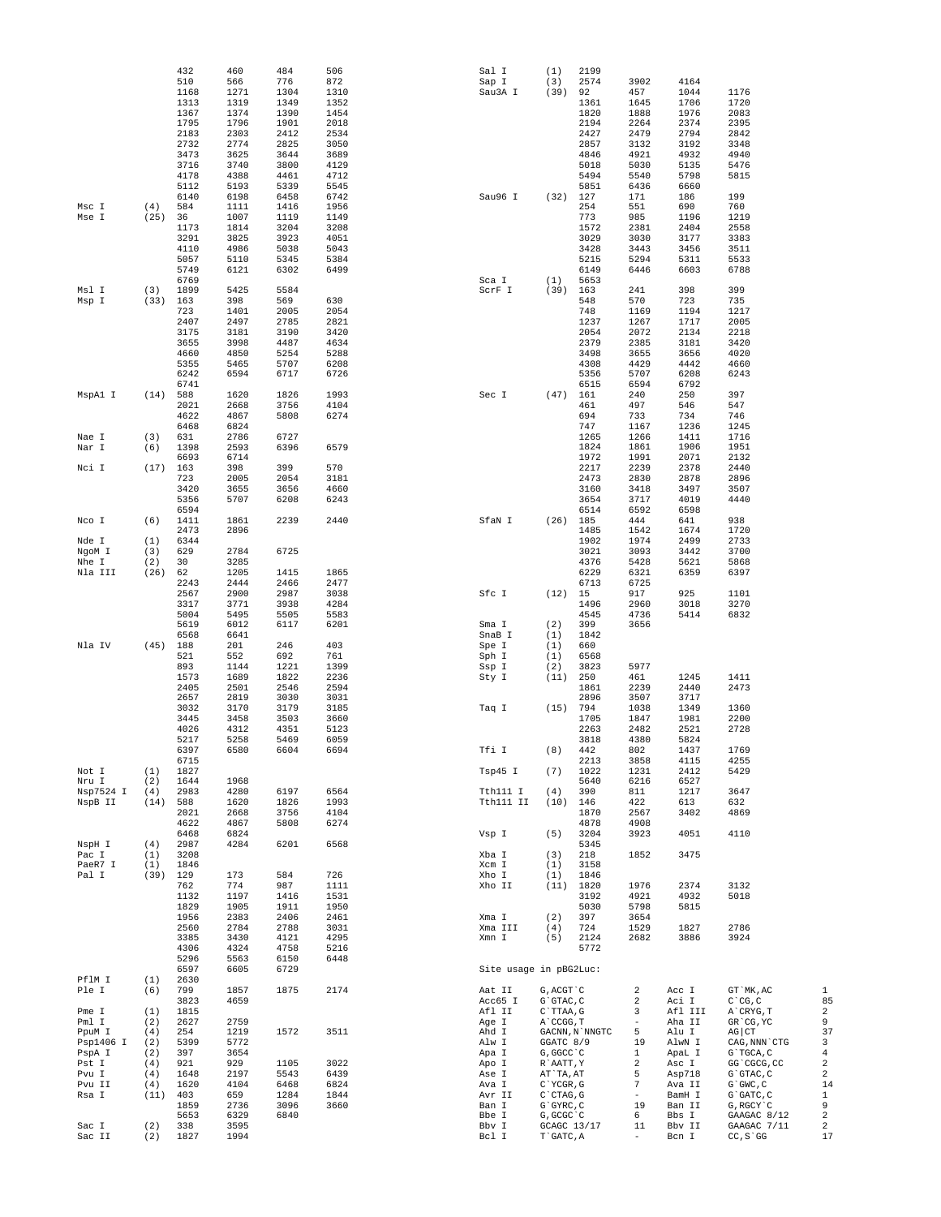```
                432     460     484     506
                510     566     776     872
                1168    1271    1304    1310
                1313    1319    1349    1352
                1367    1374    1390    1454
                1795    1796    1901    2018
                2183    2303    2412    2534
                2732    2774    2825    3050
                3473    3625    3644    3689
                3716    3740    3800    4129
                4178    4388    4461    4712
                5112    5193    5339    5545
                6140    6198    6458    6742
Msc I     (4)   584     1111    1416    1956
Mse I     (25)  36      1007    1119    1149
                1173    1814    3204    3208
                3291    3825    3923    4051
                4110    4986    5038    5043
                5057    5110    5345    5384
                5749    6121    6302    6499
                6769
Msl I     (3)   1899    5425    5584
Msp I     (33)  163     398     569     630
                723     1401    2005    2054
                2407    2497    2785    2821
                3175    3181    3190    3420
                3655    3998    4487    4634
                4660    4850    5254    5288
                5355    5465    5707    6208
                6242    6594    6717    6726
                6741
MspA1 I   (14)  588     1620    1826    1993
                2021    2668    3756    4104
                4622    4867    5808    6274
                6468    6824
Nae I     (3)   631     2786    6727
Nar I     (6)   1398    2593    6396    6579
                6693    6714
Nci I     (17)  163     398     399     570
                723     2005    2054    3181
                3420    3655    3656    4660
                5356    5707    6208    6243
                6594
Nco I     (6)   1411    1861    2239    2440
                2473    2896
Nde I     (1)   6344
NgoM I    (3)   629     2784    6725
Nhe I     (2)   30      3285
Nla III   (26)  62      1205    1415    1865
                2243    2444    2466    2477
                2567    2900    2987    3038
                3317    3771    3938    4284
                5004    5495    5505    5583
                5619    6012    6117    6201
                6568    6641
Nla IV    (45)  188     201     246     403
                521     552     692     761
                893     1144    1221    1399
                1573    1689    1822    2236
                2405    2501    2546    2594
                2657    2819    3030    3031
                3032    3170    3179    3185
                3445    3458    3503    3660
                4026    4312    4351    5123
                5217    5258    5469    6059
                6397    6580    6604    6694
                6715
Not I     (1)   1827
Nru I     (2)   1644    1968
Nsp7524 I (4)   2983    4280    6197    6564
NspB II   (14)  588     1620    1826    1993
                2021    2668    3756    4104
                4622    4867    5808    6274
                6468    6824
NspH I    (4)   2987    4284    6201    6568
Pac I     (1)   3208
PaeR7 I   (1)   1846
Pal I     (39)  129     173     584     726
                762     774     987     1111
                1132    1197    1416    1531
                1829    1905    1911    1950
                1956    2383    2406    2461
                2560    2784    2788    3031
                3385    3430    4121    4295
                4306    4324    4758    5216
                5296    5563    6150    6448
                6597    6605    6729
PflM I    (1)   2630
Ple I     (6)   799     1857    1875    2174
                3823    4659
Pme I     (1)   1815
Pml I     (2)   2627    2759
PpuM I    (4)   254     1219    1572    3511
Psp1406 I (2)   5399    5772
PspA I    (2)   397     3654
Pst I     (4)   921     929     1105    3022
Pvu I     (4)   1648    2197    5543    6439
Pvu II    (4)   1620    4104    6468    6824
Rsa I     (11)  403     659     1284    1844
                1859    2736    3096    3660
                5653    6329    6840
Sac I     (2)   338     3595
Sac II    (2)   1827    1994

Sal I     (1)   2199
Sap I     (3)   2574    3902    4164
Sau3A I   (39)  92      457     1044    1176
                1361    1645    1706    1720
                1820    1888    1976    2083
                2194    2264    2374    2395
                2427    2479    2794    2842
                2857    3132    3192    3348
                4846    4921    4932    4940
                5018    5030    5135    5476
                5494    5540    5798    5815
                5851    6436    6660
Sau96 I   (32)  127     171     186     199
                254     551     690     760
                773     985     1196    1219
                1572    2381    2404    2558
                3029    3030    3177    3383
                3428    3443    3456    3511
                5215    5294    5311    5533
                6149    6446    6603    6788
Sca I     (1)   5653
ScrF I    (39)  163     241     398     399
                548     570     723     735
                748     1169    1194    1217
                1237    1267    1717    2005
                2054    2072    2134    2218
                2379    2385    3181    3420
                3498    3655    3656    4020
                4308    4429    4442    4660
                5356    5707    6208    6243
                6515    6594    6792
Sec I     (47)  161     240     250     397
                461     497     546     547
                694     733     734     746
                747     1167    1236    1245
                1265    1266    1411    1716
                1824    1861    1906    1951
                1972    1991    2071    2132
                2217    2239    2378    2440
                2473    2830    2878    2896
                3160    3418    3497    3507
                3654    3717    4019    4440
                6514    6592    6598
SfaN I    (26)  185     444     641     938
                1485    1542    1674    1720
                1902    1974    2499    2733
                3021    3093    3442    3700
                4376    5428    5621    5868
                6229    6321    6359    6397
                6713    6725
Sfc I     (12)  15      917     925     1101
                1496    2960    3018    3270
                4545    4736    5414    6832
Sma I     (2)   399     3656
SnaB I    (1)   1842
Spe I     (1)   660
Sph I     (1)   6568
Ssp I     (2)   3823    5977
Sty I     (11)  250     461     1245    1411
                1861    2239    2440    2473
                2896    3507    3717
Taq I     (15)  794     1038    1349    1360
                1705    1847    1981    2200
                2263    2482    2521    2728
                3818    4380    5824
Tfi I     (8)   442     802     1437    1769
                2213    3858    4115    4255
Tsp45 I   (7)   1022    1231    2412    5429
                5640    6216    6527
Tth111 I  (4)   390     811     1217    3647
Tth111 II (10)  146     422     613     632
                1870    2567    3402    4869
                4878    4908
Vsp I     (5)   3204    3923    4051    4110
                5345
Xba I     (3)   218     1852    3475
Xcm I     (1)   3158
Xho I     (1)   1846
Xho II    (11)  1820    1976    2374    3132
                3192    4921    4932    5018
                5030    5798    5815
Xma I     (2)   397     3654
Xma III   (4)   724     1529    1827    2786
Xmn I     (5)   2124    2682    3886    3924
                5772
```

Site usage in pBG2Luc:

```
Aat II    G,ACGT`C        2     Acc I     GT`MK,AC        1
Acc65 I   G`GTAC,C        2     Aci I     C`CG,C          85
Afl II    C`TTAA,G        3     Afl III   A`CRYG,T        2
Age I     A`CCGG,T        -     Aha II    GR`CG,YC        9
Ahd I     GACNN,N`NNGTC   5     Alu I     AG|CT           37
Alw I     GGATC 8/9       19    AlwN I    CAG,NNN`CTG     3
Apa I     G,GGCC`C        1     ApaL I    G`TGCA,C        4
Apo I     R`AATT,Y        2     Asc I     GG`CGCG,CC      2
Ase I     AT`TA,AT        5     Asp718    G`GTAC,C        2
Ava I     C`YCGR,G        7     Ava II    G`GWC,C         14
Avr II    C`CTAG,G        -     BamH I    G`GATC,C        1
Ban I     G`GYRC,C        19    Ban II    G,RGCY`C        9
Bbe I     G,GCGC`C        6     Bbs I     GAAGAC 8/12     2
Bbv I     GCAGC 13/17     11    Bbv II    GAAGAC 7/11     2
Bcl I     T`GATC,A        -     Bcn I     CC,S`GG         17
```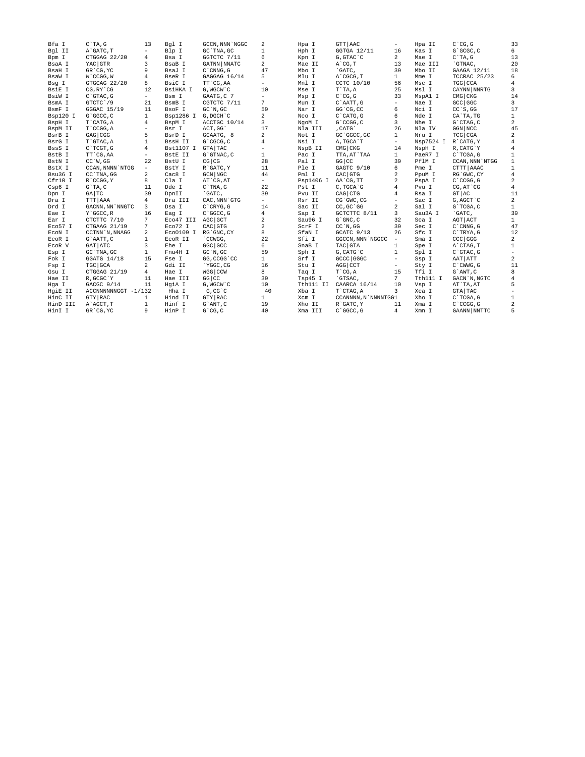| | | | | | | | | | | | |
|---|---|---|---|---|---|---|---|---|---|---|---|
| Bfa I | C`TA,G | 13 | Bgl I | GCCN,NNN`NGGC | 2 | Hpa I | GTT\|AAC | - | Hpa II | C`CG,G | 33 |
| Bgl II | A`GATC,T | - | Blp I | GC`TNA,GC | 1 | Hph I | GGTGA 12/11 | 16 | Kas I | G`GCGC,C | 6 |
| Bpm I | CTGGAG 22/20 | 4 | Bsa I | GGTCTC 7/11 | 6 | Kpn I | G,GTAC`C | 2 | Mae I | C`TA,G | 13 |
| BsaA I | YAC\|GTR | 3 | BsaB I | GATNN\|NNATC | 2 | Mae II | A`CG,T | 13 | Mae III | `GTNAC, | 20 |
| BsaH I | GR`CG,YC | 9 | BsaJ I | C`CNNG,G | 47 | Mbo I | `GATC, | 39 | Mbo II | GAAGA 12/11 | 18 |
| BsaW I | W`CCGG,W | 4 | BseR I | GAGGAG 16/14 | 5 | Mlu I | A`CGCG,T | 1 | Mme I | TCCRAC 25/23 | 6 |
| Bsg I | GTGCAG 22/20 | 8 | BsiC I | TT`CG,AA | - | Mnl I | CCTC 10/10 | 56 | Msc I | TGG\|CCA | 4 |
| BsiE I | CG,RY`CG | 12 | BsiHKA I | G,WGCW`C | 10 | Mse I | T`TA,A | 25 | Msl I | CAYNN\|NNRTG | 3 |
| BsiW I | C`GTAC,G | - | Bsm I | GAATG,C 7 | - | Msp I | C`CG,G | 33 | MspA1 I | CMG\|CKG | 14 |
| BsmA I | GTCTC`/9 | 21 | BsmB I | CGTCTC 7/11 | 7 | Mun I | C`AATT,G | - | Nae I | GCC\|GGC | 3 |
| BsmF I | GGGAC 15/19 | 11 | BsoF I | GC`N,GC | 59 | Nar I | GG`CG,CC | 6 | Nci I | CC`S,GG | 17 |
| Bsp120 I | G`GGCC,C | 1 | Bsp1286 I | G,DGCH`C | 2 | Nco I | C`CATG,G | 6 | Nde I | CA`TA,TG | 1 |
| BspH I | T`CATG,A | 4 | BspM I | ACCTGC 10/14 | 3 | NgoM I | G`CCGG,C | 3 | Nhe I | G`CTAG,C | 2 |
| BspM II | T`CCGG,A | - | Bsr I | ACT,GG` | 17 | Nla III | ,CATG` | 26 | Nla IV | GGN\|NCC | 45 |
| BsrB I | GAG\|CGG | 5 | BsrD I | GCAATG, 8 | 2 | Not I | GC`GGCC,GC | 1 | Nru I | TCG\|CGA | 2 |
| BsrG I | T`GTAC,A | 1 | BssH II | G`CGCG,C | 4 | Nsi I | A,TGCA`T | - | Nsp7524 I | R`CATG,Y | 4 |
| BssS I | C`TCGT,G | 4 | Bst1107 I | GTA\|TAC | - | NspB II | CMG\|CKG | 14 | NspH I | R,CATG`Y | 4 |
| BstB I | TT`CG,AA | - | BstE II | G`GTNAC,C | 1 | Pac I | TTA,AT`TAA | 1 | PaeR7 I | C`TCGA,G | 1 |
| BstN I | CC`W,GG | 22 | BstU I | CG\|CG | 28 | Pal I | GG\|CC | 39 | PflM I | CCAN,NNN`NTGG | 1 |
| BstX I | CCAN,NNNN`NTGG | - | BstY I | R`GATC,Y | 11 | Ple I | GAGTC 9/10 | 6 | Pme I | CTTT\|AAAC | 1 |
| Bsu36 I | CC`TNA,GG | 2 | Cac8 I | GCN\|NGC | 44 | Pml I | CAC\|GTG | 2 | PpuM I | RG`GWC,CY | 4 |
| Cfr10 I | R`CCGG,Y | 8 | Cla I | AT`CG,AT | - | Psp1406 I | AA`CG,TT | 2 | PspA I | C`CCGG,G | 2 |
| Csp6 I | G`TA,C | 11 | Dde I | C`TNA,G | 22 | Pst I | C,TGCA`G | 4 | Pvu I | CG,AT`CG | 4 |
| Dpn I | GA\|TC | 39 | DpnII | `GATC, | 39 | Pvu II | CAG\|CTG | 4 | Rsa I | GT\|AC | 11 |
| Dra I | TTT\|AAA | 4 | Dra III | CAC,NNN`GTG | - | Rsr II | CG`GWC,CG | - | Sac I | G,AGCT`C | 2 |
| Drd I | GACNN,NN`NNGTC | 3 | Dsa I | C`CRYG,G | 14 | Sac II | CC,GC`GG | 2 | Sal I | G`TCGA,C | 1 |
| Eae I | Y`GGCC,R | 16 | Eag I | C`GGCC,G | 4 | Sap I | GCTCTTC 8/11 | 3 | Sau3A I | `GATC, | 39 |
| Ear I | CTCTTC 7/10 | 7 | Eco47 III | AGC\|GCT | 2 | Sau96 I | G`GNC,C | 32 | Sca I | AGT\|ACT | 1 |
| Eco57 I | CTGAAG 21/19 | 7 | Eco72 I | CAC\|GTG | 2 | ScrF I | CC`N,GG | 39 | Sec I | C`CNNG,G | 47 |
| EcoN I | CCTNN`N,NNAGG | 2 | EcoO109 I | RG`GNC,CY | 8 | SfaN I | GCATC 9/13 | 26 | Sfc I | C`TRYA,G | 12 |
| EcoR I | G`AATT,C | 1 | EcoR II | `CCWGG, | 22 | Sfi I | GGCCN,NNN`NGGCC | - | Sma I | CCC\|GGG | 2 |
| EcoR V | GAT\|ATC | 3 | Ehe I | GGC\|GCC | 6 | SnaB I | TAC\|GTA | 1 | Spe I | A`CTAG,T | 1 |
| Esp I | GC`TNA,GC | 1 | Fnu4H I | GC`N,GC | 59 | Sph I | G,CATG`C | 1 | Spl I | C`GTAC,G | - |
| Fok I | GGATG 14/18 | 15 | Fse I | GG,CCGG`CC | 1 | Srf I | GCCC\|GGGC | - | Ssp I | AAT\|ATT | 2 |
| Fsp I | TGC\|GCA | 2 | Gdi II | `YGGC,CG | 16 | Stu I | AGG\|CCT | - | Sty I | C`CWWG,G | 11 |
| Gsu I | CTGGAG 21/19 | 4 | Hae I | WGG\|CCW | 8 | Taq I | T`CG,A | 15 | Tfi I | G`AWT,C | 8 |
| Hae II | R,GCGC`Y | 11 | Hae III | GG\|CC | 39 | Tsp45 I | `GTSAC, | 7 | Tth111 I | GACN`N,NGTC | 4 |
| Hga I | GACGC 9/14 | 11 | HgiA I | G,WGCW`C | 10 | Tth111 II | CAARCA 16/14 | 10 | Vsp I | AT`TA,AT | 5 |
| HgiE II | ACCNNNNNNGGT -1/132 | | Hha I | G,CG`C | 40 | Xba I | T`CTAG,A | 3 | Xca I | GTA\|TAC | - |
| HinC II | GTY\|RAC | 1 | Hind II | GTY\|RAC | 1 | Xcm I | CCANNNN,N`NNNNTGG | 1 | Xho I | C`TCGA,G | 1 |
| HinD III | A`AGCT,T | 1 | Hinf I | G`ANT,C | 19 | Xho II | R`GATC,Y | 11 | Xma I | C`CCGG,G | 2 |
| HinI I | GR`CG,YC | 9 | HinP I | G`CG,C | 40 | Xma III | C`GGCC,G | 4 | Xmn I | GAANN\|NNTTC | 5 |